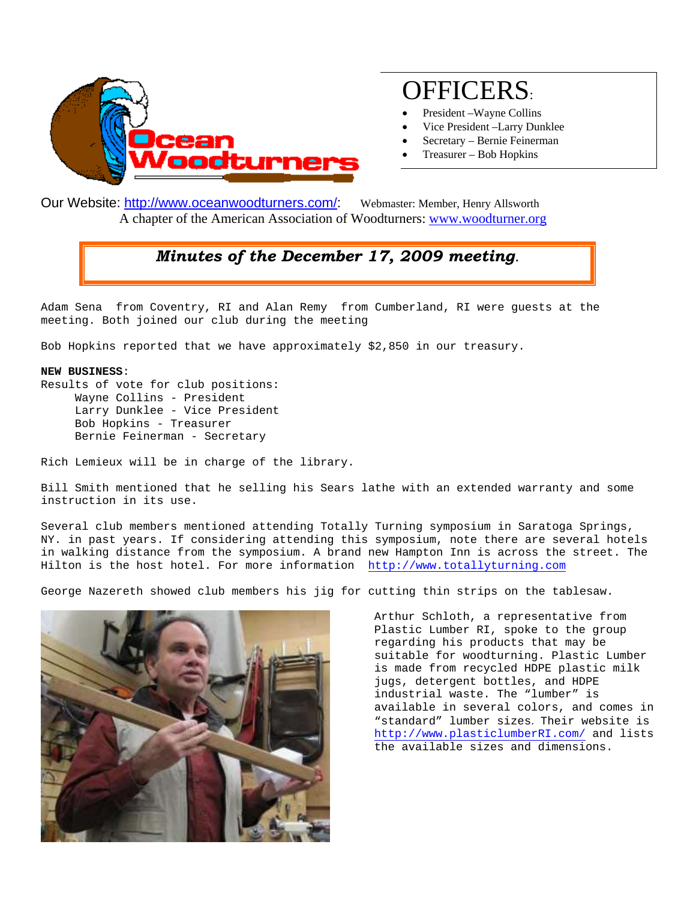# OFFICERS:

- President –Wayne Collins
- Vice President –Larry Dunklee
- Secretary – Bernie Feinerman
- Treasurer – Bob Hopkins

Our Website: http://www.oceanwoodturners.com/: Webmaster: Member, Henry Allsworth

A chapter of the American Association of Woodturners: www.woodturner.org

## *Minutes of the December 17, 2009 meeting.*

Adam Sena from Coventry, RI and Alan Remy from Cumberland, RI were guests at the meeting. Both joined our club during the meeting

Bob Hopkins reported that we have approximately $2,850 in our treasury.

**NEW BUSINESS:**

Results of vote for club positions:

- Wayne Collins - President
- Larry Dunklee - Vice President
- Bob Hopkins - Treasurer
- Bernie Feinerman - Secretary

Rich Lemieux will be in charge of the library.

Bill Smith mentioned that he selling his Sears lathe with an extended warranty and some instruction in its use.

Several club members mentioned attending Totally Turning symposium in Saratoga Springs, NY. in past years. If considering attending this symposium, note there are several hotels in walking distance from the symposium. A brand new Hampton Inn is across the street. The Hilton is the host hotel. For more information http://www.totallyturning.com

George Nazereth showed club members his jig for cutting thin strips on the tablesaw.

Arthur Schloth, a representative from Plastic Lumber RI, spoke to the group regarding his products that may be suitable for woodturning. Plastic Lumber is made from recycled HDPE plastic milk jugs, detergent bottles, and HDPE industrial waste. The "lumber" is available in several colors, and comes in "standard" lumber sizes. Their website is http://www.plasticlumberRI.com/ and lists the available sizes and dimensions.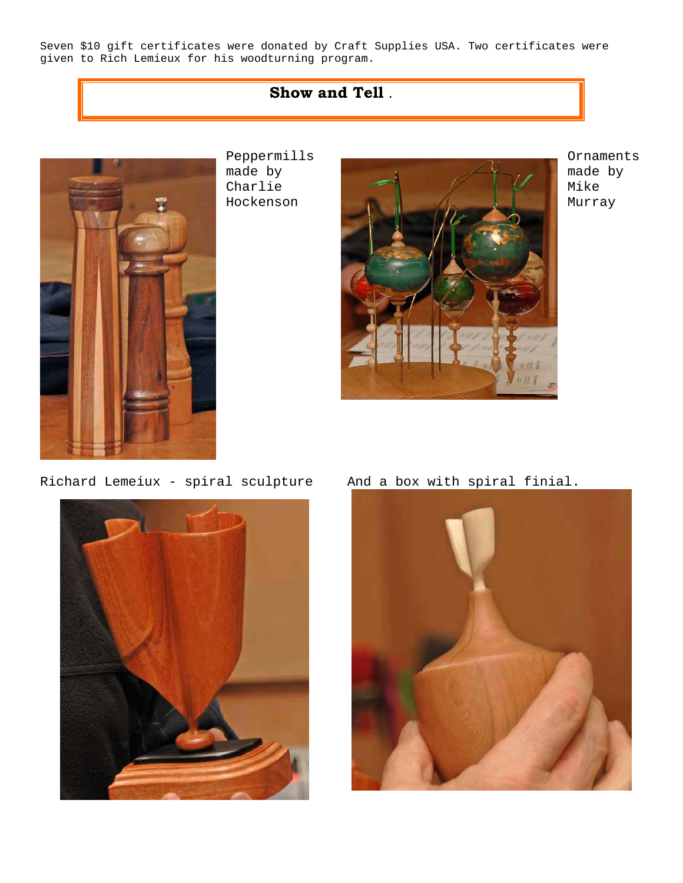Seven $10 gift certificates were donated by Craft Supplies USA. Two certificates were given to Rich Lemieux for his woodturning program.

## Show and Tell .

Peppermills made by Charlie Hockenson

Ornaments made by Mike Murray

Richard Lemeiux - spiral sculpture

And a box with spiral finial.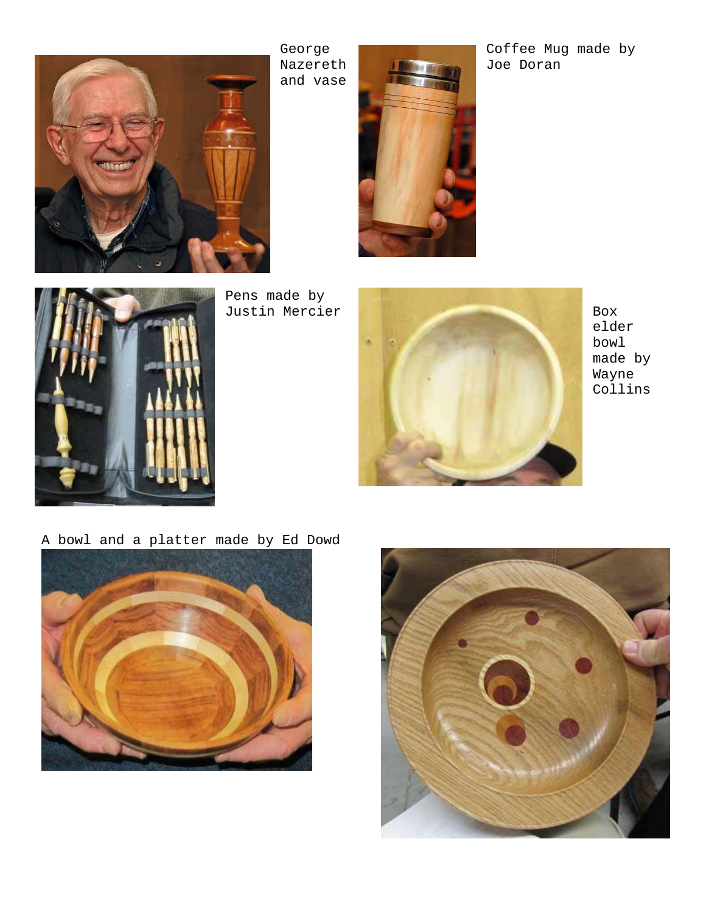George Nazereth and vase

Coffee Mug made by Joe Doran

Pens made by Justin Mercier

Box elder bowl made by Wayne Collins

A bowl and a platter made by Ed Dowd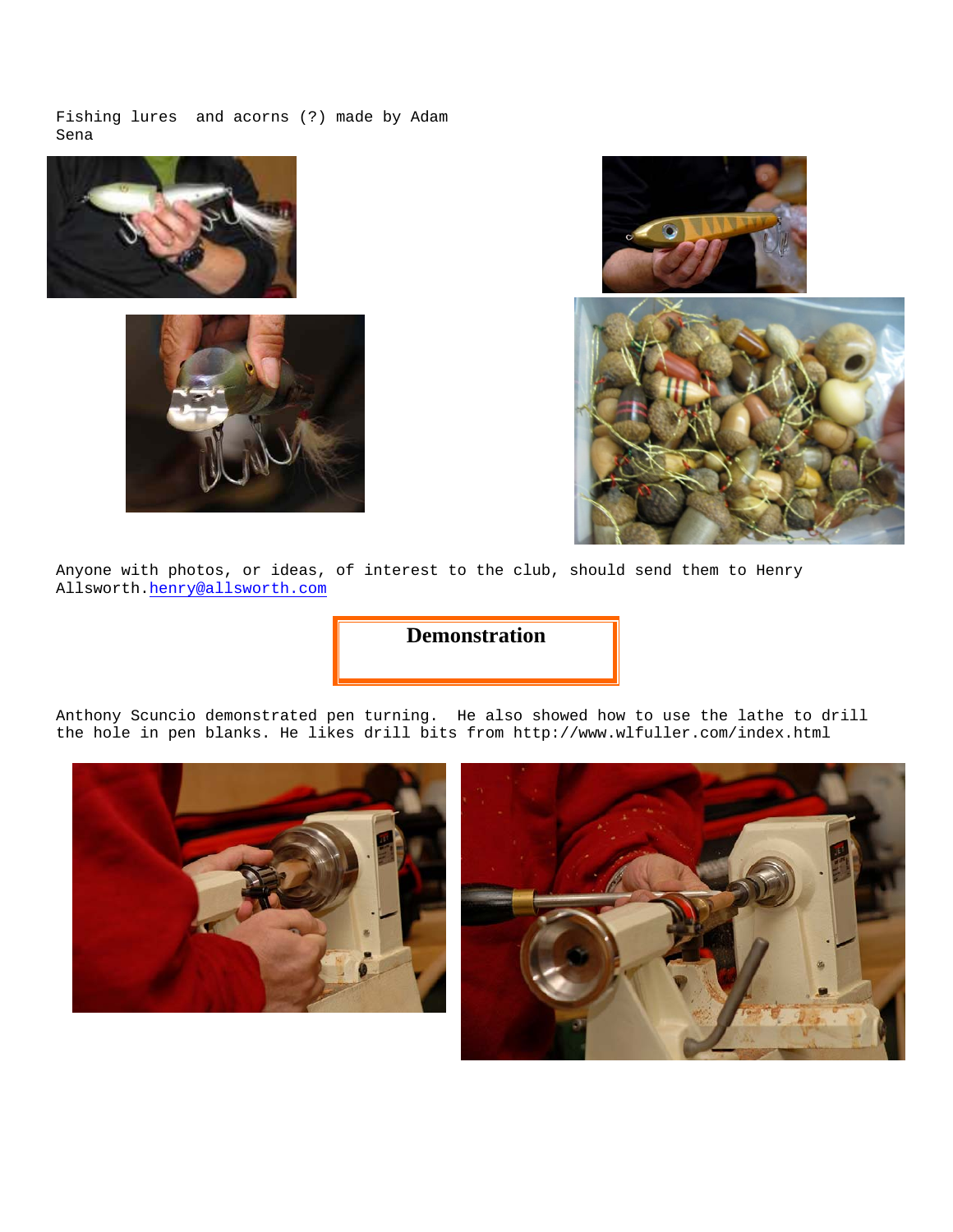Fishing lures and acorns (?) made by Adam Sena

Anyone with photos, or ideas, of interest to the club, should send them to Henry Allsworth.henry@allsworth.com

## Demonstration

Anthony Scuncio demonstrated pen turning. He also showed how to use the lathe to drill the hole in pen blanks. He likes drill bits from http://www.wlfuller.com/index.html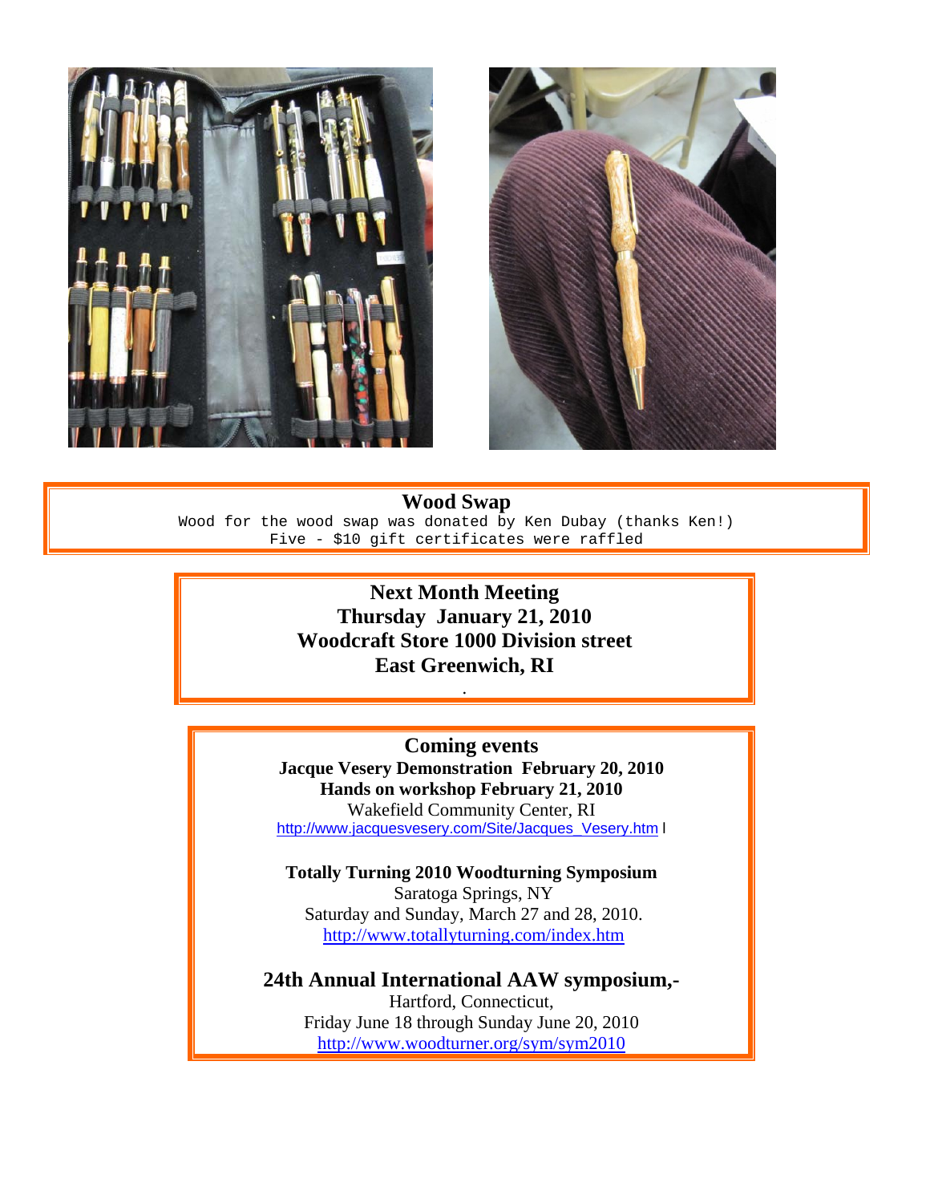## Wood Swap

Wood for the wood swap was donated by Ken Dubay (thanks Ken!)
Five - $10 gift certificates were raffled

## Next Month Meeting

**Thursday January 21, 2010**
**Woodcraft Store 1000 Division street**
**East Greenwich, RI**

## Coming events

**Jacque Vesery Demonstration February 20, 2010**
**Hands on workshop February 21, 2010**
Wakefield Community Center, RI
http://www.jacquesvesery.com/Site/Jacques_Vesery.htm

**Totally Turning 2010 Woodturning Symposium**
Saratoga Springs, NY
Saturday and Sunday, March 27 and 28, 2010.
http://www.totallyturning.com/index.htm

**24th Annual International AAW symposium,-**
Hartford, Connecticut,
Friday June 18 through Sunday June 20, 2010
http://www.woodturner.org/sym/sym2010